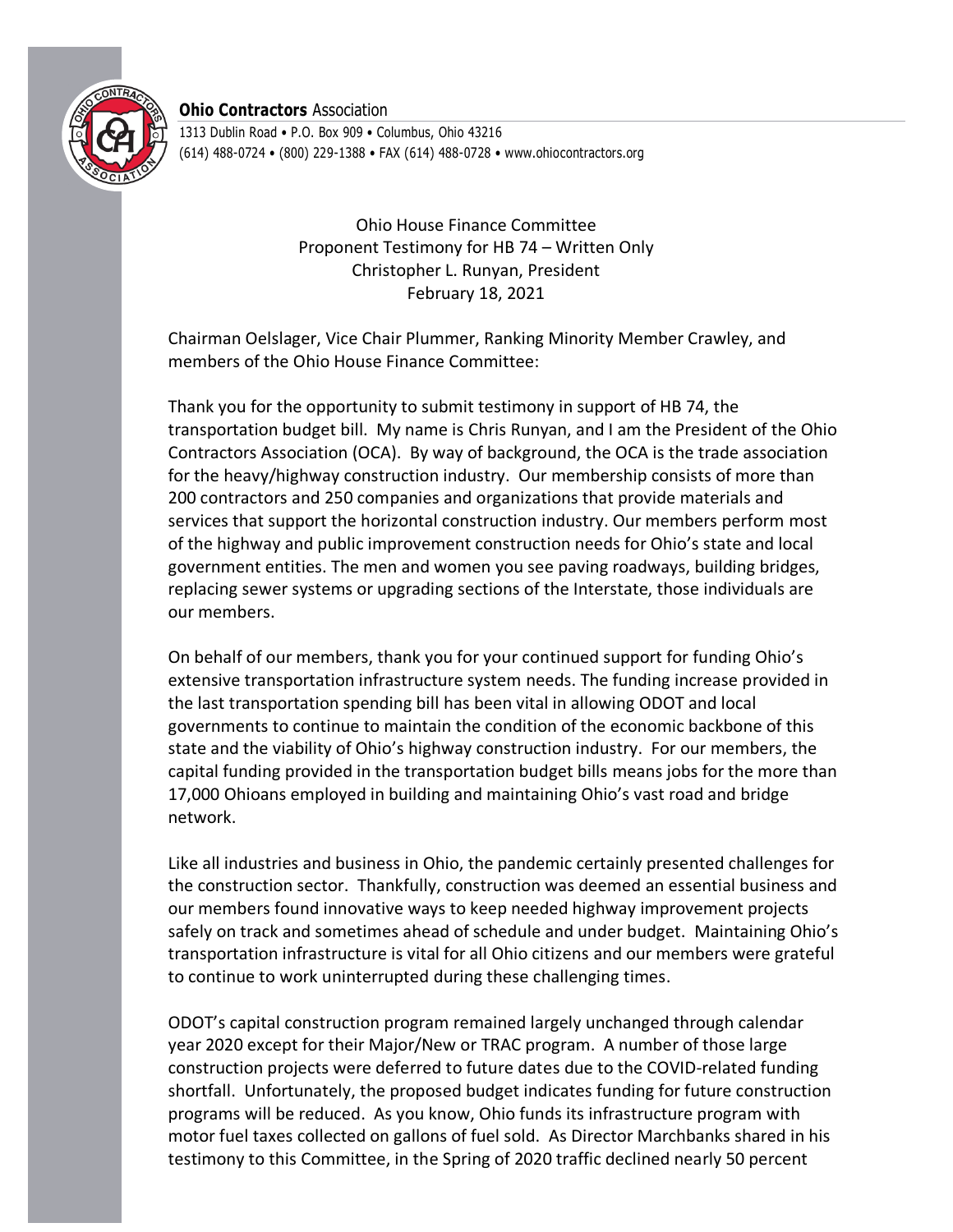**Ohio Contractors** Association
1313 Dublin Road • P.O. Box 909 • Columbus, Ohio 43216
(614) 488-0724 • (800) 229-1388 • FAX (614) 488-0728 • www.ohiocontractors.org

Ohio House Finance Committee
Proponent Testimony for HB 74 – Written Only
Christopher L. Runyan, President
February 18, 2021

Chairman Oelslager, Vice Chair Plummer, Ranking Minority Member Crawley, and members of the Ohio House Finance Committee:

Thank you for the opportunity to submit testimony in support of HB 74, the transportation budget bill. My name is Chris Runyan, and I am the President of the Ohio Contractors Association (OCA). By way of background, the OCA is the trade association for the heavy/highway construction industry. Our membership consists of more than 200 contractors and 250 companies and organizations that provide materials and services that support the horizontal construction industry. Our members perform most of the highway and public improvement construction needs for Ohio's state and local government entities. The men and women you see paving roadways, building bridges, replacing sewer systems or upgrading sections of the Interstate, those individuals are our members.

On behalf of our members, thank you for your continued support for funding Ohio's extensive transportation infrastructure system needs. The funding increase provided in the last transportation spending bill has been vital in allowing ODOT and local governments to continue to maintain the condition of the economic backbone of this state and the viability of Ohio's highway construction industry. For our members, the capital funding provided in the transportation budget bills means jobs for the more than 17,000 Ohioans employed in building and maintaining Ohio's vast road and bridge network.

Like all industries and business in Ohio, the pandemic certainly presented challenges for the construction sector. Thankfully, construction was deemed an essential business and our members found innovative ways to keep needed highway improvement projects safely on track and sometimes ahead of schedule and under budget. Maintaining Ohio's transportation infrastructure is vital for all Ohio citizens and our members were grateful to continue to work uninterrupted during these challenging times.

ODOT's capital construction program remained largely unchanged through calendar year 2020 except for their Major/New or TRAC program. A number of those large construction projects were deferred to future dates due to the COVID-related funding shortfall. Unfortunately, the proposed budget indicates funding for future construction programs will be reduced. As you know, Ohio funds its infrastructure program with motor fuel taxes collected on gallons of fuel sold. As Director Marchbanks shared in his testimony to this Committee, in the Spring of 2020 traffic declined nearly 50 percent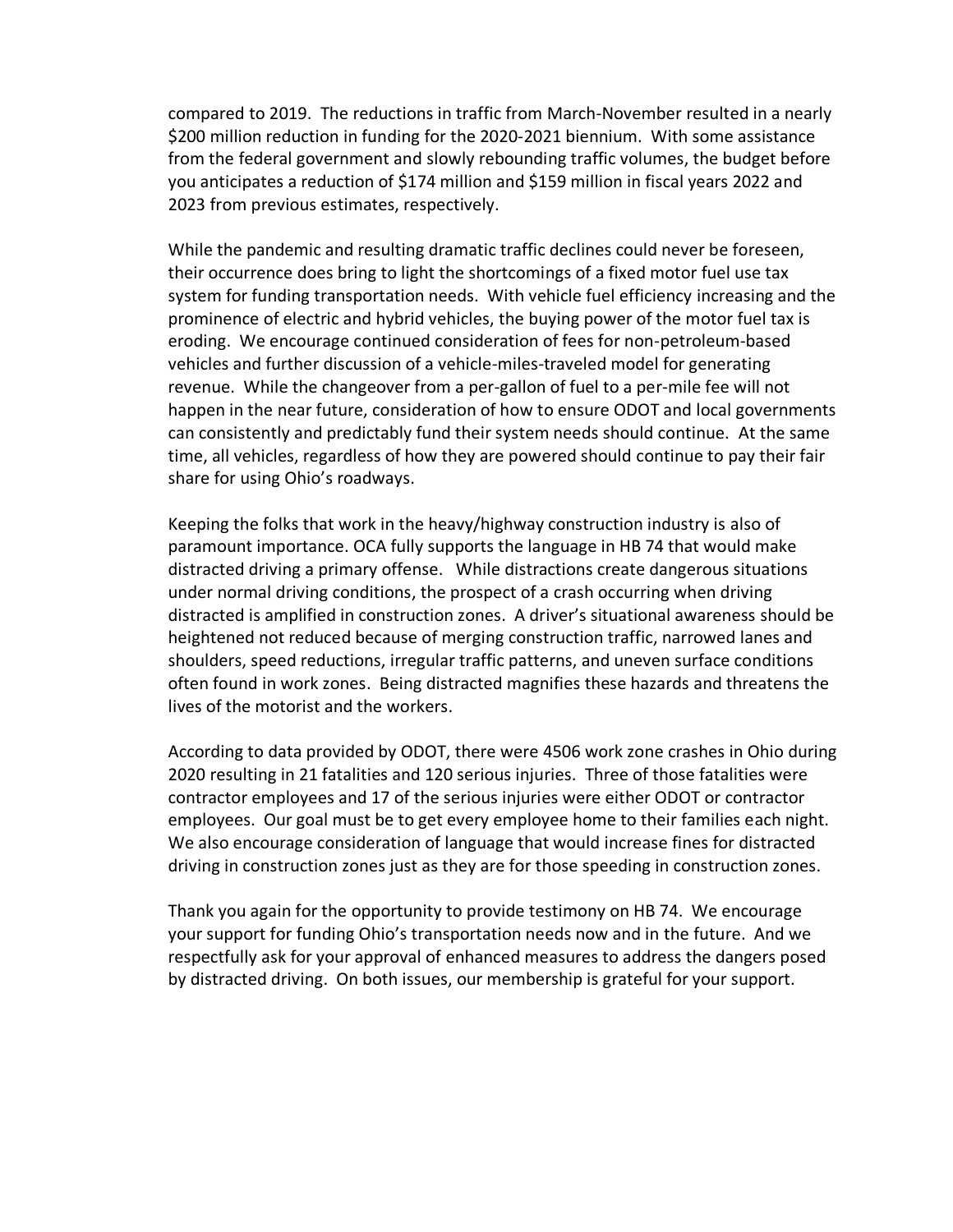compared to 2019. The reductions in traffic from March-November resulted in a nearly $200 million reduction in funding for the 2020-2021 biennium. With some assistance from the federal government and slowly rebounding traffic volumes, the budget before you anticipates a reduction of $174 million and $159 million in fiscal years 2022 and 2023 from previous estimates, respectively.

While the pandemic and resulting dramatic traffic declines could never be foreseen, their occurrence does bring to light the shortcomings of a fixed motor fuel use tax system for funding transportation needs. With vehicle fuel efficiency increasing and the prominence of electric and hybrid vehicles, the buying power of the motor fuel tax is eroding. We encourage continued consideration of fees for non-petroleum-based vehicles and further discussion of a vehicle-miles-traveled model for generating revenue. While the changeover from a per-gallon of fuel to a per-mile fee will not happen in the near future, consideration of how to ensure ODOT and local governments can consistently and predictably fund their system needs should continue. At the same time, all vehicles, regardless of how they are powered should continue to pay their fair share for using Ohio's roadways.

Keeping the folks that work in the heavy/highway construction industry is also of paramount importance. OCA fully supports the language in HB 74 that would make distracted driving a primary offense. While distractions create dangerous situations under normal driving conditions, the prospect of a crash occurring when driving distracted is amplified in construction zones. A driver's situational awareness should be heightened not reduced because of merging construction traffic, narrowed lanes and shoulders, speed reductions, irregular traffic patterns, and uneven surface conditions often found in work zones. Being distracted magnifies these hazards and threatens the lives of the motorist and the workers.

According to data provided by ODOT, there were 4506 work zone crashes in Ohio during 2020 resulting in 21 fatalities and 120 serious injuries. Three of those fatalities were contractor employees and 17 of the serious injuries were either ODOT or contractor employees. Our goal must be to get every employee home to their families each night. We also encourage consideration of language that would increase fines for distracted driving in construction zones just as they are for those speeding in construction zones.

Thank you again for the opportunity to provide testimony on HB 74. We encourage your support for funding Ohio's transportation needs now and in the future. And we respectfully ask for your approval of enhanced measures to address the dangers posed by distracted driving. On both issues, our membership is grateful for your support.